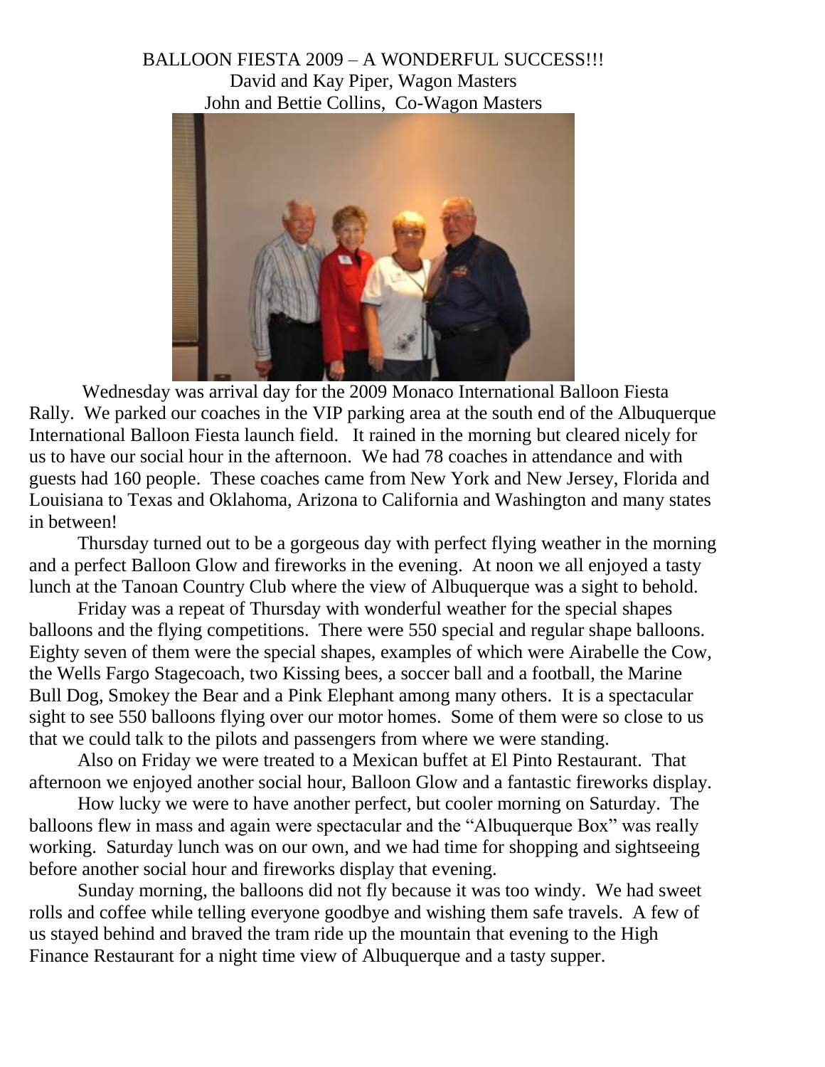# BALLOON FIESTA 2009 – A WONDERFUL SUCCESS!!!

David and Kay Piper, Wagon Masters
John and Bettie Collins, Co-Wagon Masters

Wednesday was arrival day for the 2009 Monaco International Balloon Fiesta Rally. We parked our coaches in the VIP parking area at the south end of the Albuquerque International Balloon Fiesta launch field. It rained in the morning but cleared nicely for us to have our social hour in the afternoon. We had 78 coaches in attendance and with guests had 160 people. These coaches came from New York and New Jersey, Florida and Louisiana to Texas and Oklahoma, Arizona to California and Washington and many states in between!

Thursday turned out to be a gorgeous day with perfect flying weather in the morning and a perfect Balloon Glow and fireworks in the evening. At noon we all enjoyed a tasty lunch at the Tanoan Country Club where the view of Albuquerque was a sight to behold.

Friday was a repeat of Thursday with wonderful weather for the special shapes balloons and the flying competitions. There were 550 special and regular shape balloons. Eighty seven of them were the special shapes, examples of which were Airabelle the Cow, the Wells Fargo Stagecoach, two Kissing bees, a soccer ball and a football, the Marine Bull Dog, Smokey the Bear and a Pink Elephant among many others. It is a spectacular sight to see 550 balloons flying over our motor homes. Some of them were so close to us that we could talk to the pilots and passengers from where we were standing.

Also on Friday we were treated to a Mexican buffet at El Pinto Restaurant. That afternoon we enjoyed another social hour, Balloon Glow and a fantastic fireworks display.

How lucky we were to have another perfect, but cooler morning on Saturday. The balloons flew in mass and again were spectacular and the "Albuquerque Box" was really working. Saturday lunch was on our own, and we had time for shopping and sightseeing before another social hour and fireworks display that evening.

Sunday morning, the balloons did not fly because it was too windy. We had sweet rolls and coffee while telling everyone goodbye and wishing them safe travels. A few of us stayed behind and braved the tram ride up the mountain that evening to the High Finance Restaurant for a night time view of Albuquerque and a tasty supper.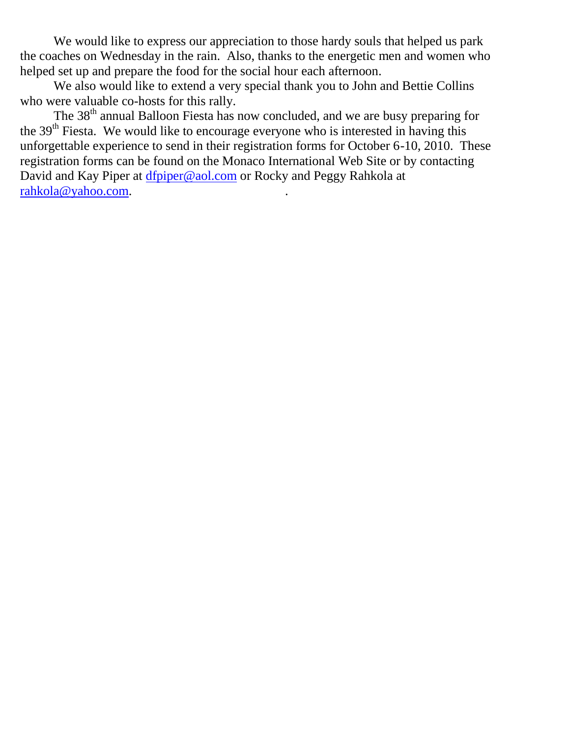We would like to express our appreciation to those hardy souls that helped us park the coaches on Wednesday in the rain. Also, thanks to the energetic men and women who helped set up and prepare the food for the social hour each afternoon.

We also would like to extend a very special thank you to John and Bettie Collins who were valuable co-hosts for this rally.

The 38th annual Balloon Fiesta has now concluded, and we are busy preparing for the 39th Fiesta. We would like to encourage everyone who is interested in having this unforgettable experience to send in their registration forms for October 6-10, 2010. These registration forms can be found on the Monaco International Web Site or by contacting David and Kay Piper at dfpiper@aol.com or Rocky and Peggy Rahkola at rahkola@yahoo.com.